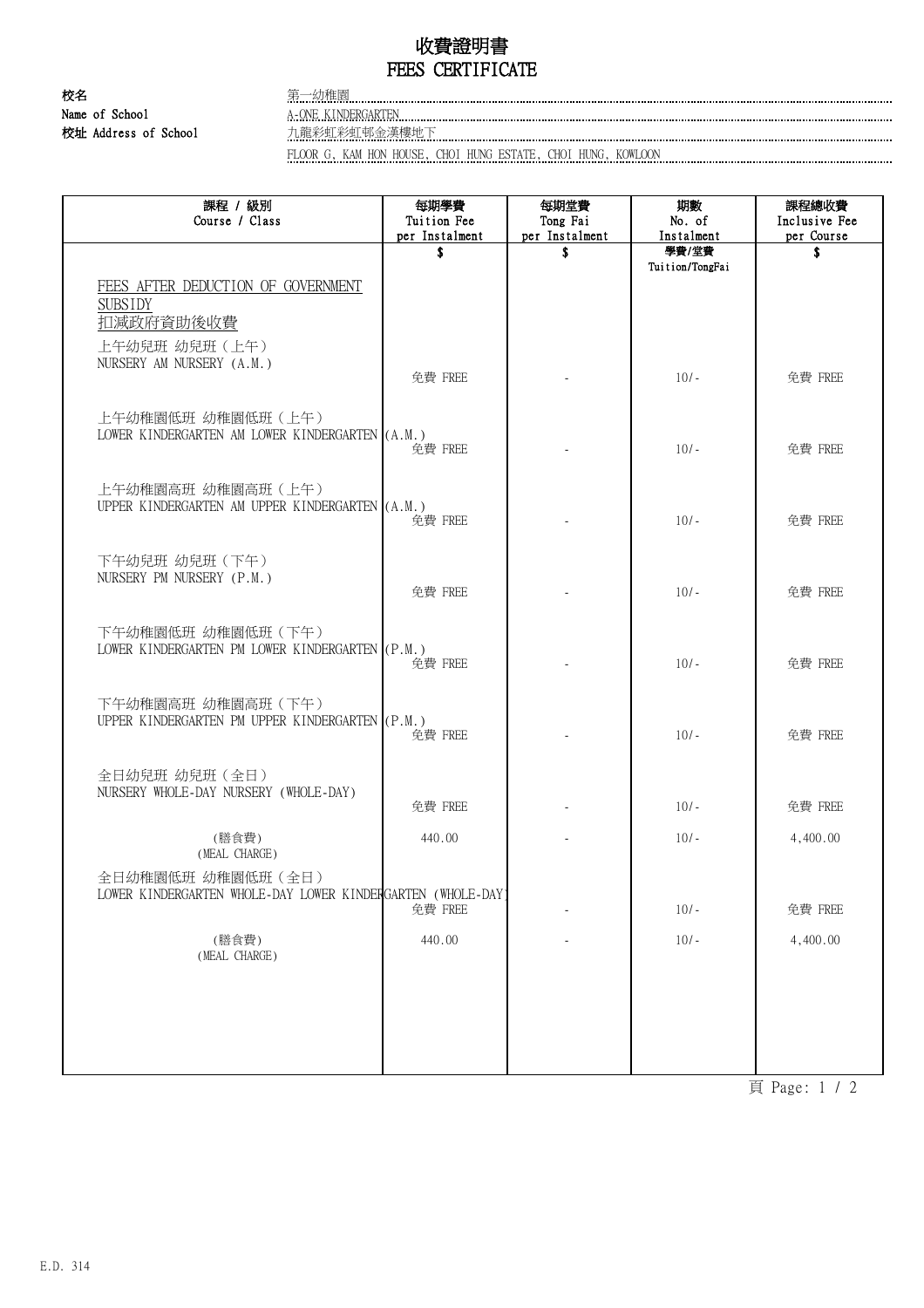# 收費證明書
# FEES CERTIFICATE

**校名**
**Name of School**
**校址 Address of School**

第一幼稚園
A-ONE KINDERGARTEN
九龍彩虹彩虹邨金漢樓地下
FLOOR G, KAM HON HOUSE, CHOI HUNG ESTATE, CHOI HUNG, KOWLOON

| 課程 / 級別<br>Course / Class | 每期學費<br>Tuition Fee<br>per Instalment | 每期堂費<br>Tong Fai<br>per Instalment | 期數<br>No. of<br>Instalment | 課程總收費<br>Inclusive Fee<br>per Course |
|---|---|---|---|---|
| | $ | $ | 學費/堂費<br>Tuition/TongFai | $ |
| FEES AFTER DEDUCTION OF GOVERNMENT SUBSIDY<br>扣減政府資助後收費 | | | | |
| 上午幼兒班 幼兒班（上午）<br>NURSERY AM NURSERY (A.M.) | 免費 FREE | - | 10/- | 免費 FREE |
| 上午幼稚園低班 幼稚園低班（上午）<br>LOWER KINDERGARTEN AM LOWER KINDERGARTEN (A.M.) | 免費 FREE | - | 10/- | 免費 FREE |
| 上午幼稚園高班 幼稚園高班（上午）<br>UPPER KINDERGARTEN AM UPPER KINDERGARTEN (A.M.) | 免費 FREE | - | 10/- | 免費 FREE |
| 下午幼兒班 幼兒班（下午）<br>NURSERY PM NURSERY (P.M.) | 免費 FREE | - | 10/- | 免費 FREE |
| 下午幼稚園低班 幼稚園低班（下午）<br>LOWER KINDERGARTEN PM LOWER KINDERGARTEN (P.M.) | 免費 FREE | - | 10/- | 免費 FREE |
| 下午幼稚園高班 幼稚園高班（下午）<br>UPPER KINDERGARTEN PM UPPER KINDERGARTEN (P.M.) | 免費 FREE | - | 10/- | 免費 FREE |
| 全日幼兒班 幼兒班（全日）<br>NURSERY WHOLE-DAY NURSERY (WHOLE-DAY) | 免費 FREE | - | 10/- | 免費 FREE |
| (膳食費)<br>(MEAL CHARGE) | 440.00 | - | 10/- | 4,400.00 |
| 全日幼稚園低班 幼稚園低班（全日）<br>LOWER KINDERGARTEN WHOLE-DAY LOWER KINDERGARTEN (WHOLE-DAY) | 免費 FREE | - | 10/- | 免費 FREE |
| (膳食費)<br>(MEAL CHARGE) | 440.00 | - | 10/- | 4,400.00 |

E.D. 314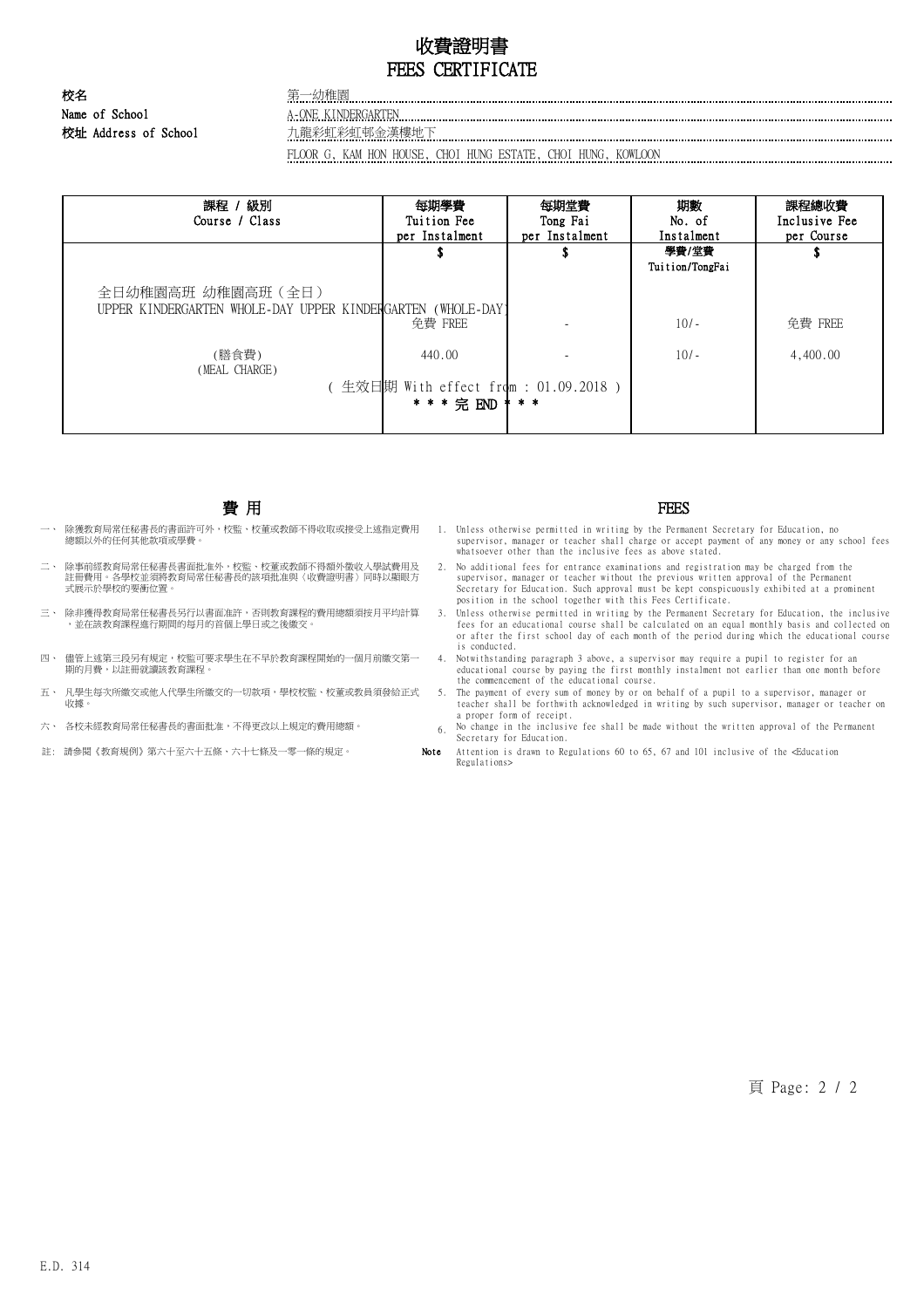# 收費證明書
# FEES CERTIFICATE

**校名** 第一幼稚園
**Name of School** A-ONE KINDERGARTEN
**校址 Address of School** 九龍彩虹彩虹邨金漢樓地下
FLOOR G, KAM HON HOUSE, CHOI HUNG ESTATE, CHOI HUNG, KOWLOON

| 課程 / 級別 Course / Class | 每期學費 Tuition Fee per Instalment | 每期堂費 Tong Fai per Instalment | 期數 No. of Instalment | 課程總收費 Inclusive Fee per Course |
|---|---|---|---|---|
| | $ | $ | 學費/堂費 Tuition/TongFai | $ |
| 全日幼稚園高班 幼稚園高班（全日） UPPER KINDERGARTEN WHOLE-DAY UPPER KINDERGARTEN (WHOLE-DAY) | 免費 FREE | - | 10/- | 免費 FREE |
| (膳食費) (MEAL CHARGE) | 440.00 | - | 10/- | 4,400.00 |
| ( 生效日期 With effect from : 01.09.2018 ) | | | | |
| * * * 完 END * * * | | | | |

## 費 用

一、 除獲教育局常任秘書長的書面許可外，校監、校董或教師不得收取或接受上述指定費用總額以外的任何其他款項或學費。

二、 除事前經教育局常任秘書長書面批准外，校監、校董或教師不得額外徵收入學試費用及註冊費用。各學校並須將教育局常任秘書長的該項批准與〈收費證明書〉同時以顯眼方式展示於學校的要衝位置。

三、 除非獲得教育局常任秘書長另行以書面准許，否則教育課程的費用總額須按月平均計算，並在該教育課程進行期間的每月的首個上學日或之後繳交。

四、 儘管上述第三段另有規定，校監可要求學生在不早於教育課程開始的一個月前繳交第一期的月費，以註冊就讀該教育課程。

五、 凡學生每次所繳交或他人代學生所繳交的一切款項，學校校監、校董或教員須發給正式收據。

六、 各校未經教育局常任秘書長的書面批准，不得更改以上規定的費用總額。

註: 請參閱《教育規例》第六十至六十五條、六十七條及一零一條的規定。

## FEES

1. Unless otherwise permitted in writing by the Permanent Secretary for Education, no supervisor, manager or teacher shall charge or accept payment of any money or any school fees whatsoever other than the inclusive fees as above stated.
2. No additional fees for entrance examinations and registration may be charged from the supervisor, manager or teacher without the previous written approval of the Permanent Secretary for Education. Such approval must be kept conspicuously exhibited at a prominent position in the school together with this Fees Certificate.
3. Unless otherwise permitted in writing by the Permanent Secretary for Education, the inclusive fees for an educational course shall be calculated on an equal monthly basis and collected on or after the first school day of each month of the period during which the educational course is conducted.
4. Notwithstanding paragraph 3 above, a supervisor may require a pupil to register for an educational course by paying the first monthly instalment not earlier than one month before the commencement of the educational course.
5. The payment of every sum of money by or on behalf of a pupil to a supervisor, manager or teacher shall be forthwith acknowledged in writing by such supervisor, manager or teacher on a proper form of receipt.
6. No change in the inclusive fee shall be made without the written approval of the Permanent Secretary for Education.

**Note** Attention is drawn to Regulations 60 to 65, 67 and 101 inclusive of the <Education Regulations>

E.D. 314